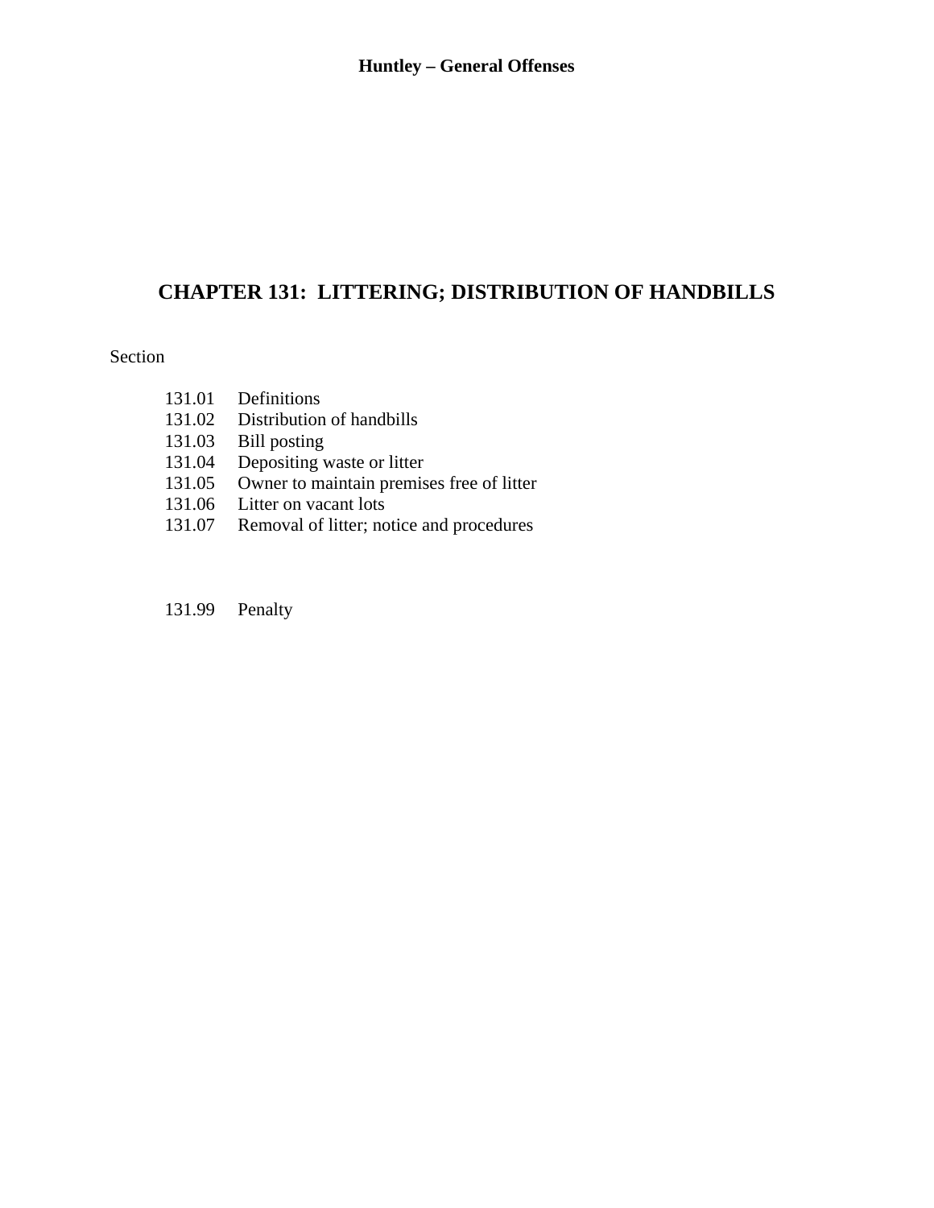# CHAPTER 131: LITTERING; DISTRIBUTION OF HANDBILLS

Section

131.01 Definitions
131.02 Distribution of handbills
131.03 Bill posting
131.04 Depositing waste or litter
131.05 Owner to maintain premises free of litter
131.06 Litter on vacant lots
131.07 Removal of litter; notice and procedures

131.99 Penalty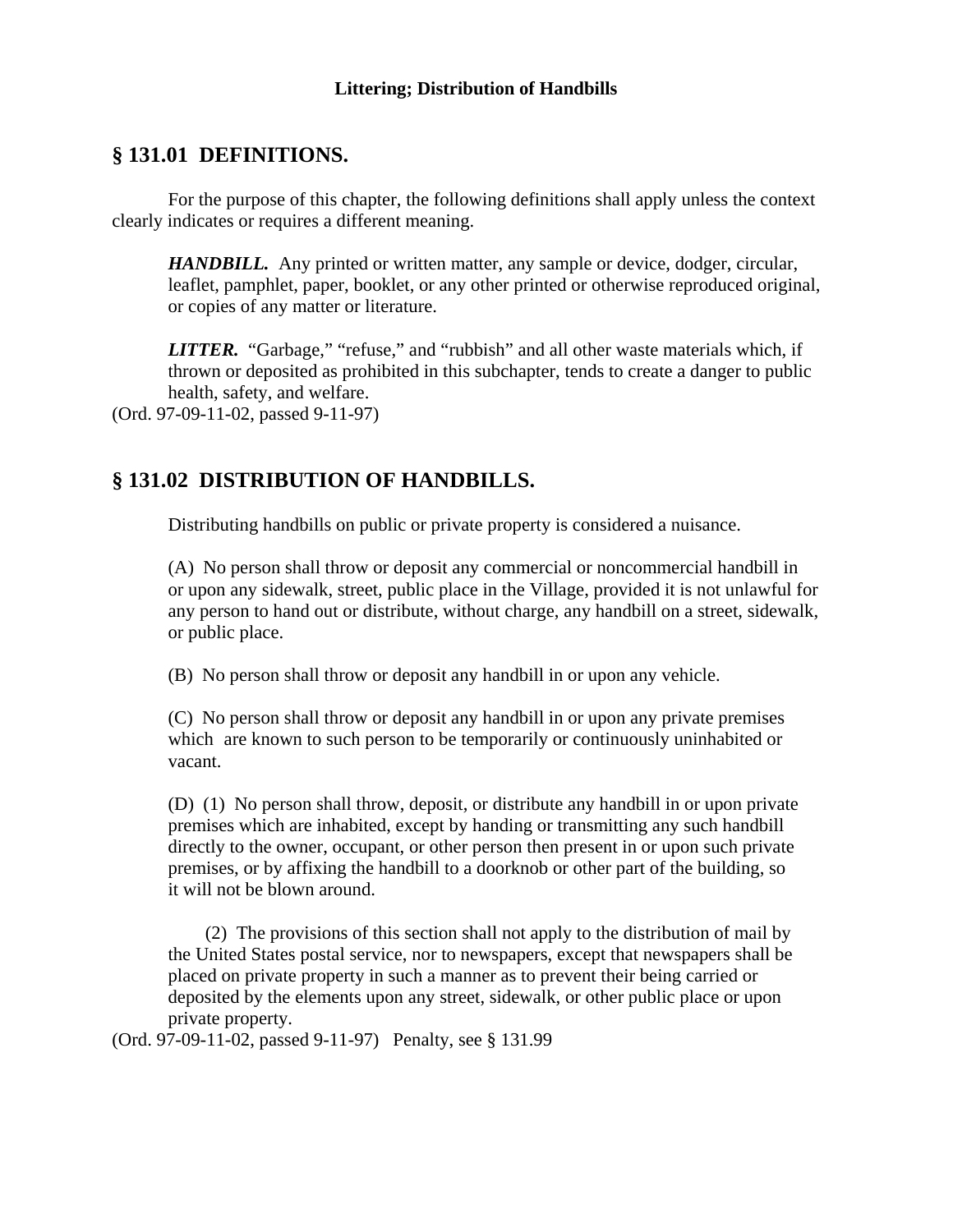**Littering; Distribution of Handbills**

## § 131.01 DEFINITIONS.

For the purpose of this chapter, the following definitions shall apply unless the context clearly indicates or requires a different meaning.

***HANDBILL.*** Any printed or written matter, any sample or device, dodger, circular, leaflet, pamphlet, paper, booklet, or any other printed or otherwise reproduced original, or copies of any matter or literature.

***LITTER.*** "Garbage," "refuse," and "rubbish" and all other waste materials which, if thrown or deposited as prohibited in this subchapter, tends to create a danger to public health, safety, and welfare.

(Ord. 97-09-11-02, passed 9-11-97)

## § 131.02 DISTRIBUTION OF HANDBILLS.

Distributing handbills on public or private property is considered a nuisance.

(A) No person shall throw or deposit any commercial or noncommercial handbill in or upon any sidewalk, street, public place in the Village, provided it is not unlawful for any person to hand out or distribute, without charge, any handbill on a street, sidewalk, or public place.

(B) No person shall throw or deposit any handbill in or upon any vehicle.

(C) No person shall throw or deposit any handbill in or upon any private premises which are known to such person to be temporarily or continuously uninhabited or vacant.

(D) (1) No person shall throw, deposit, or distribute any handbill in or upon private premises which are inhabited, except by handing or transmitting any such handbill directly to the owner, occupant, or other person then present in or upon such private premises, or by affixing the handbill to a doorknob or other part of the building, so it will not be blown around.

(2) The provisions of this section shall not apply to the distribution of mail by the United States postal service, nor to newspapers, except that newspapers shall be placed on private property in such a manner as to prevent their being carried or deposited by the elements upon any street, sidewalk, or other public place or upon private property.

(Ord. 97-09-11-02, passed 9-11-97) Penalty, see § 131.99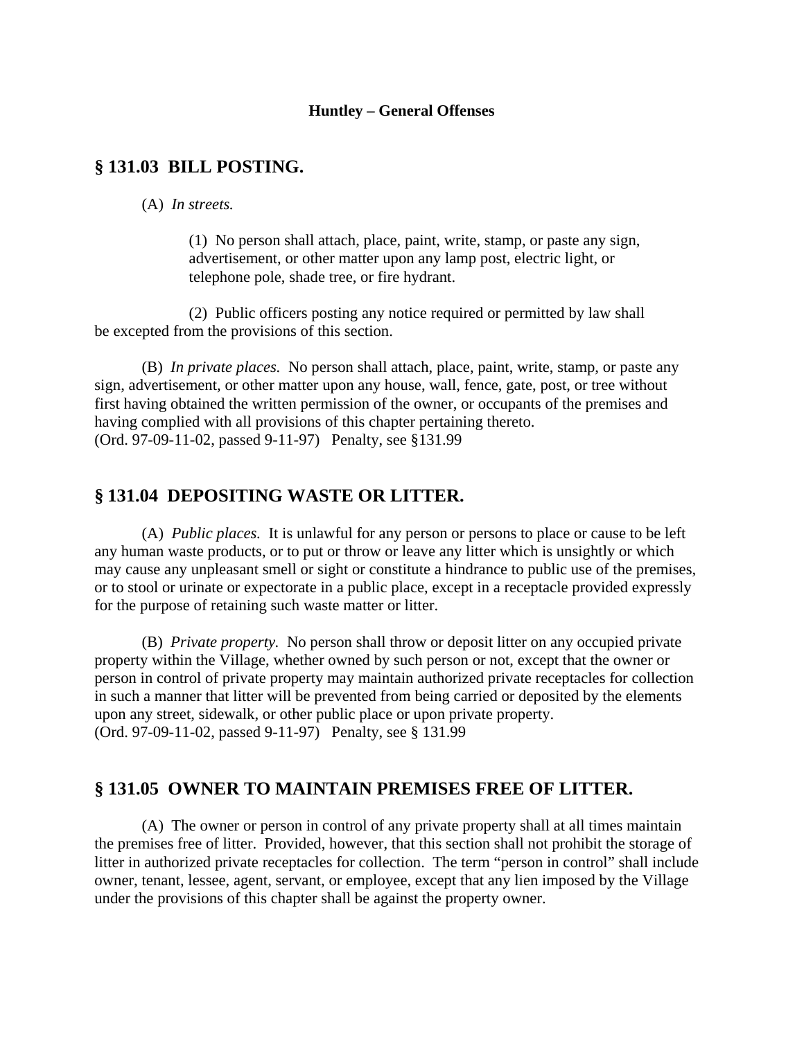## § 131.03 BILL POSTING.

(A) *In streets.*

(1) No person shall attach, place, paint, write, stamp, or paste any sign, advertisement, or other matter upon any lamp post, electric light, or telephone pole, shade tree, or fire hydrant.

(2) Public officers posting any notice required or permitted by law shall be excepted from the provisions of this section.

(B) *In private places.* No person shall attach, place, paint, write, stamp, or paste any sign, advertisement, or other matter upon any house, wall, fence, gate, post, or tree without first having obtained the written permission of the owner, or occupants of the premises and having complied with all provisions of this chapter pertaining thereto.
(Ord. 97-09-11-02, passed 9-11-97) Penalty, see §131.99

## § 131.04 DEPOSITING WASTE OR LITTER.

(A) *Public places.* It is unlawful for any person or persons to place or cause to be left any human waste products, or to put or throw or leave any litter which is unsightly or which may cause any unpleasant smell or sight or constitute a hindrance to public use of the premises, or to stool or urinate or expectorate in a public place, except in a receptacle provided expressly for the purpose of retaining such waste matter or litter.

(B) *Private property.* No person shall throw or deposit litter on any occupied private property within the Village, whether owned by such person or not, except that the owner or person in control of private property may maintain authorized private receptacles for collection in such a manner that litter will be prevented from being carried or deposited by the elements upon any street, sidewalk, or other public place or upon private property.
(Ord. 97-09-11-02, passed 9-11-97) Penalty, see § 131.99

## § 131.05 OWNER TO MAINTAIN PREMISES FREE OF LITTER.

(A) The owner or person in control of any private property shall at all times maintain the premises free of litter. Provided, however, that this section shall not prohibit the storage of litter in authorized private receptacles for collection. The term "person in control" shall include owner, tenant, lessee, agent, servant, or employee, except that any lien imposed by the Village under the provisions of this chapter shall be against the property owner.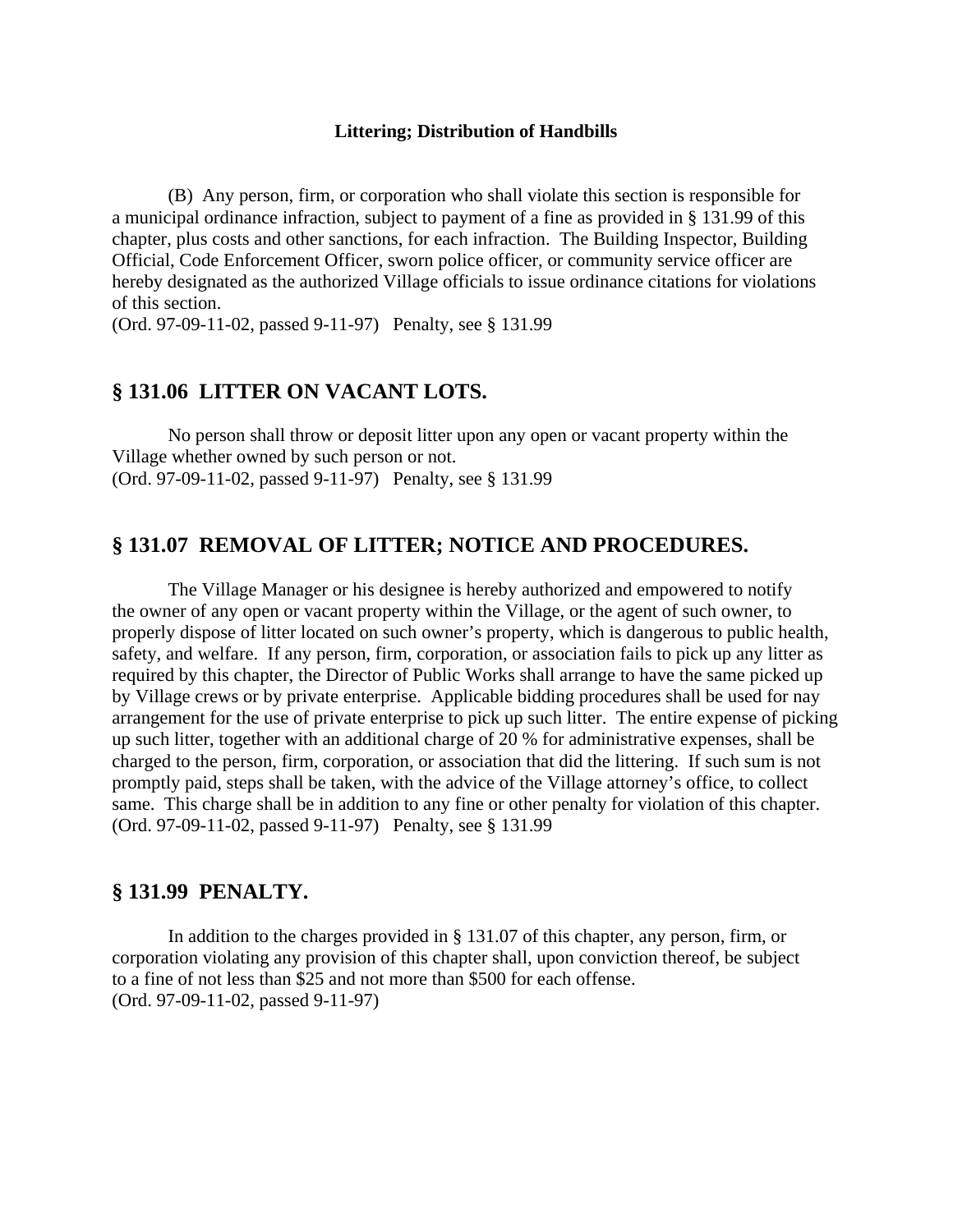(B) Any person, firm, or corporation who shall violate this section is responsible for a municipal ordinance infraction, subject to payment of a fine as provided in § 131.99 of this chapter, plus costs and other sanctions, for each infraction. The Building Inspector, Building Official, Code Enforcement Officer, sworn police officer, or community service officer are hereby designated as the authorized Village officials to issue ordinance citations for violations of this section.
(Ord. 97-09-11-02, passed 9-11-97) Penalty, see § 131.99

## § 131.06 LITTER ON VACANT LOTS.

No person shall throw or deposit litter upon any open or vacant property within the Village whether owned by such person or not.
(Ord. 97-09-11-02, passed 9-11-97) Penalty, see § 131.99

## § 131.07 REMOVAL OF LITTER; NOTICE AND PROCEDURES.

The Village Manager or his designee is hereby authorized and empowered to notify the owner of any open or vacant property within the Village, or the agent of such owner, to properly dispose of litter located on such owner's property, which is dangerous to public health, safety, and welfare. If any person, firm, corporation, or association fails to pick up any litter as required by this chapter, the Director of Public Works shall arrange to have the same picked up by Village crews or by private enterprise. Applicable bidding procedures shall be used for nay arrangement for the use of private enterprise to pick up such litter. The entire expense of picking up such litter, together with an additional charge of 20 % for administrative expenses, shall be charged to the person, firm, corporation, or association that did the littering. If such sum is not promptly paid, steps shall be taken, with the advice of the Village attorney's office, to collect same. This charge shall be in addition to any fine or other penalty for violation of this chapter.
(Ord. 97-09-11-02, passed 9-11-97) Penalty, see § 131.99

## § 131.99 PENALTY.

In addition to the charges provided in § 131.07 of this chapter, any person, firm, or corporation violating any provision of this chapter shall, upon conviction thereof, be subject to a fine of not less than $25 and not more than $500 for each offense.
(Ord. 97-09-11-02, passed 9-11-97)